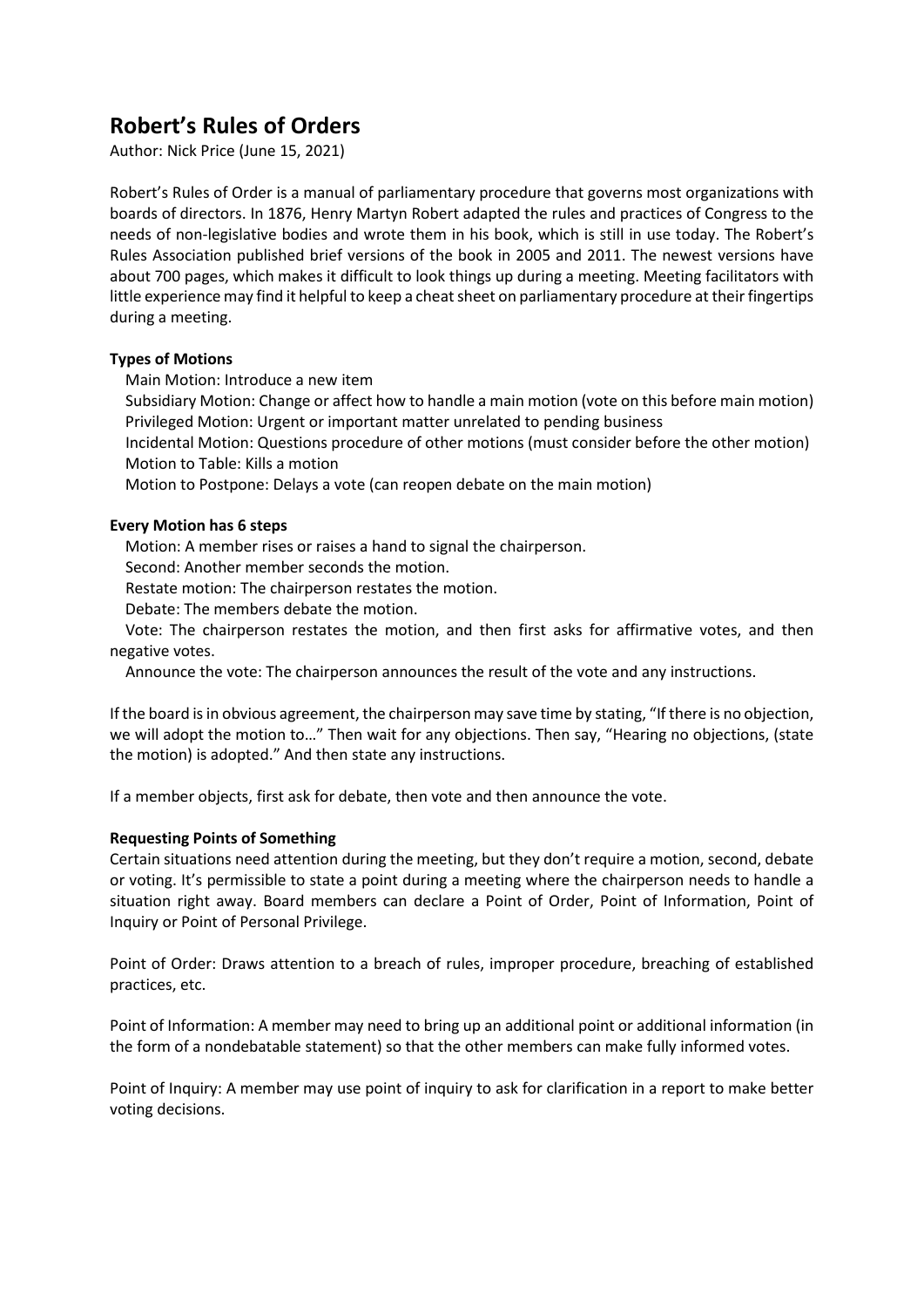# Robert's Rules of Orders

Author: Nick Price (June 15, 2021)

Robert's Rules of Order is a manual of parliamentary procedure that governs most organizations with boards of directors. In 1876, Henry Martyn Robert adapted the rules and practices of Congress to the needs of non-legislative bodies and wrote them in his book, which is still in use today. The Robert's Rules Association published brief versions of the book in 2005 and 2011. The newest versions have about 700 pages, which makes it difficult to look things up during a meeting. Meeting facilitators with little experience may find it helpful to keep a cheat sheet on parliamentary procedure at their fingertips during a meeting.

**Types of Motions**

Main Motion: Introduce a new item
Subsidiary Motion: Change or affect how to handle a main motion (vote on this before main motion)
Privileged Motion: Urgent or important matter unrelated to pending business
Incidental Motion: Questions procedure of other motions (must consider before the other motion)
Motion to Table: Kills a motion
Motion to Postpone: Delays a vote (can reopen debate on the main motion)

**Every Motion has 6 steps**

Motion: A member rises or raises a hand to signal the chairperson.
Second: Another member seconds the motion.
Restate motion: The chairperson restates the motion.
Debate: The members debate the motion.
Vote: The chairperson restates the motion, and then first asks for affirmative votes, and then negative votes.
Announce the vote: The chairperson announces the result of the vote and any instructions.

If the board is in obvious agreement, the chairperson may save time by stating, "If there is no objection, we will adopt the motion to…" Then wait for any objections. Then say, "Hearing no objections, (state the motion) is adopted." And then state any instructions.

If a member objects, first ask for debate, then vote and then announce the vote.

**Requesting Points of Something**

Certain situations need attention during the meeting, but they don't require a motion, second, debate or voting. It's permissible to state a point during a meeting where the chairperson needs to handle a situation right away. Board members can declare a Point of Order, Point of Information, Point of Inquiry or Point of Personal Privilege.

Point of Order: Draws attention to a breach of rules, improper procedure, breaching of established practices, etc.

Point of Information: A member may need to bring up an additional point or additional information (in the form of a nondebatable statement) so that the other members can make fully informed votes.

Point of Inquiry: A member may use point of inquiry to ask for clarification in a report to make better voting decisions.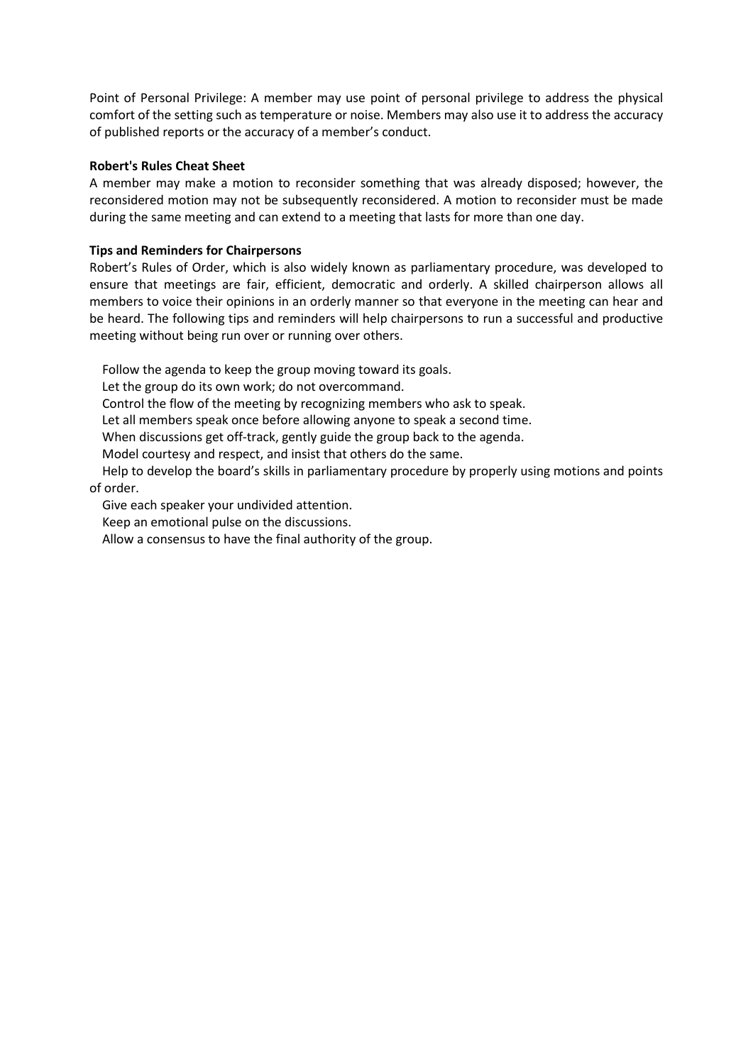Point of Personal Privilege: A member may use point of personal privilege to address the physical comfort of the setting such as temperature or noise. Members may also use it to address the accuracy of published reports or the accuracy of a member's conduct.

**Robert's Rules Cheat Sheet**

A member may make a motion to reconsider something that was already disposed; however, the reconsidered motion may not be subsequently reconsidered. A motion to reconsider must be made during the same meeting and can extend to a meeting that lasts for more than one day.

**Tips and Reminders for Chairpersons**

Robert's Rules of Order, which is also widely known as parliamentary procedure, was developed to ensure that meetings are fair, efficient, democratic and orderly. A skilled chairperson allows all members to voice their opinions in an orderly manner so that everyone in the meeting can hear and be heard. The following tips and reminders will help chairpersons to run a successful and productive meeting without being run over or running over others.

- Follow the agenda to keep the group moving toward its goals.
- Let the group do its own work; do not overcommand.
- Control the flow of the meeting by recognizing members who ask to speak.
- Let all members speak once before allowing anyone to speak a second time.
- When discussions get off-track, gently guide the group back to the agenda.
- Model courtesy and respect, and insist that others do the same.
- Help to develop the board's skills in parliamentary procedure by properly using motions and points of order.
- Give each speaker your undivided attention.
- Keep an emotional pulse on the discussions.
- Allow a consensus to have the final authority of the group.